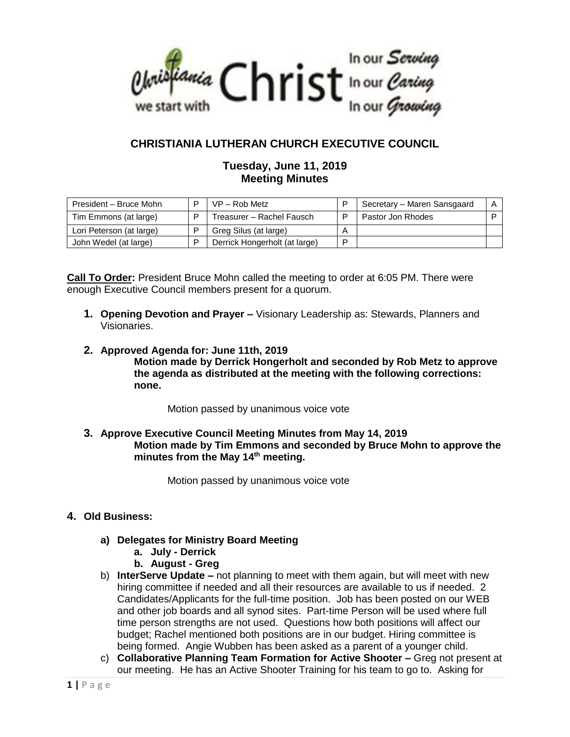Christiania we start with Christ — In our Serving, In our Caring, In our Growing

## CHRISTIANIA LUTHERAN CHURCH EXECUTIVE COUNCIL

### Tuesday, June 11, 2019
### Meeting Minutes

| President – Bruce Mohn | P | VP – Rob Metz | P | Secretary – Maren Sansgaard | A |
|---|---|---|---|---|---|
| Tim Emmons (at large) | P | Treasurer – Rachel Fausch | P | Pastor Jon Rhodes | P |
| Lori Peterson (at large) | P | Greg Silus (at large) | A | | |
| John Wedel (at large) | P | Derrick Hongerholt (at large) | P | | |

**Call To Order:** President Bruce Mohn called the meeting to order at 6:05 PM. There were enough Executive Council members present for a quorum.

1. **Opening Devotion and Prayer –** Visionary Leadership as: Stewards, Planners and Visionaries.

2. **Approved Agenda for: June 11th, 2019**
   **Motion made by Derrick Hongerholt and seconded by Rob Metz to approve the agenda as distributed at the meeting with the following corrections: none.**

   Motion passed by unanimous voice vote

3. **Approve Executive Council Meeting Minutes from May 14, 2019**
   **Motion made by Tim Emmons and seconded by Bruce Mohn to approve the minutes from the May 14th meeting.**

   Motion passed by unanimous voice vote

4. **Old Business:**

   a) **Delegates for Ministry Board Meeting**
      a. **July - Derrick**
      b. **August - Greg**

   b) **InterServe Update –** not planning to meet with them again, but will meet with new hiring committee if needed and all their resources are available to us if needed. 2 Candidates/Applicants for the full-time position. Job has been posted on our WEB and other job boards and all synod sites. Part-time Person will be used where full time person strengths are not used. Questions how both positions will affect our budget; Rachel mentioned both positions are in our budget. Hiring committee is being formed. Angie Wubben has been asked as a parent of a younger child.

   c) **Collaborative Planning Team Formation for Active Shooter –** Greg not present at our meeting. He has an Active Shooter Training for his team to go to. Asking for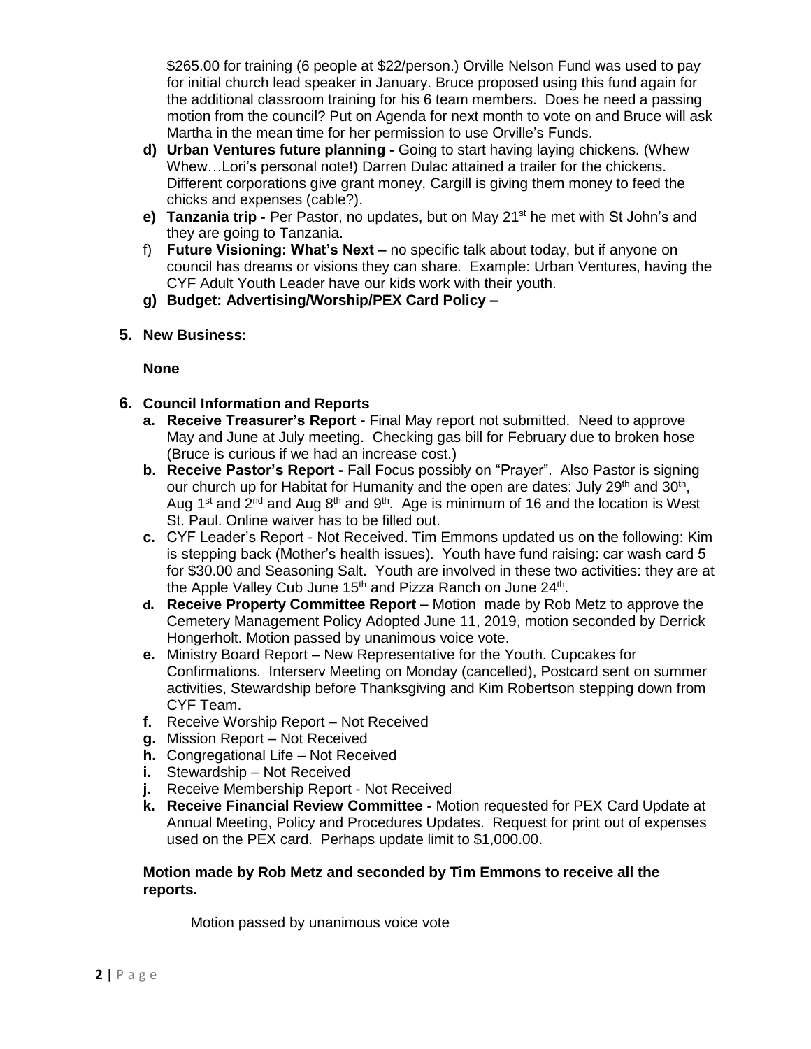$265.00 for training (6 people at $22/person.) Orville Nelson Fund was used to pay for initial church lead speaker in January. Bruce proposed using this fund again for the additional classroom training for his 6 team members. Does he need a passing motion from the council? Put on Agenda for next month to vote on and Bruce will ask Martha in the mean time for her permission to use Orville's Funds.

- **d) Urban Ventures future planning -** Going to start having laying chickens. (Whew Whew…Lori's personal note!) Darren Dulac attained a trailer for the chickens. Different corporations give grant money, Cargill is giving them money to feed the chicks and expenses (cable?).
- **e) Tanzania trip -** Per Pastor, no updates, but on May 21st he met with St John's and they are going to Tanzania.
- f) **Future Visioning: What's Next –** no specific talk about today, but if anyone on council has dreams or visions they can share. Example: Urban Ventures, having the CYF Adult Youth Leader have our kids work with their youth.
- **g) Budget: Advertising/Worship/PEX Card Policy –**

## 5. New Business:

**None**

## 6. Council Information and Reports

- **a. Receive Treasurer's Report -** Final May report not submitted. Need to approve May and June at July meeting. Checking gas bill for February due to broken hose (Bruce is curious if we had an increase cost.)
- **b. Receive Pastor's Report -** Fall Focus possibly on "Prayer". Also Pastor is signing our church up for Habitat for Humanity and the open are dates: July 29th and 30th, Aug 1st and 2nd and Aug 8th and 9th. Age is minimum of 16 and the location is West St. Paul. Online waiver has to be filled out.
- **c.** CYF Leader's Report - Not Received. Tim Emmons updated us on the following: Kim is stepping back (Mother's health issues). Youth have fund raising: car wash card 5 for $30.00 and Seasoning Salt. Youth are involved in these two activities: they are at the Apple Valley Cub June 15th and Pizza Ranch on June 24th.
- **d. Receive Property Committee Report –** Motion made by Rob Metz to approve the Cemetery Management Policy Adopted June 11, 2019, motion seconded by Derrick Hongerholt. Motion passed by unanimous voice vote.
- **e.** Ministry Board Report – New Representative for the Youth. Cupcakes for Confirmations. Interserv Meeting on Monday (cancelled), Postcard sent on summer activities, Stewardship before Thanksgiving and Kim Robertson stepping down from CYF Team.
- **f.** Receive Worship Report – Not Received
- **g.** Mission Report – Not Received
- **h.** Congregational Life – Not Received
- **i.** Stewardship – Not Received
- **j.** Receive Membership Report - Not Received
- **k. Receive Financial Review Committee -** Motion requested for PEX Card Update at Annual Meeting, Policy and Procedures Updates. Request for print out of expenses used on the PEX card. Perhaps update limit to $1,000.00.

**Motion made by Rob Metz and seconded by Tim Emmons to receive all the reports.**

Motion passed by unanimous voice vote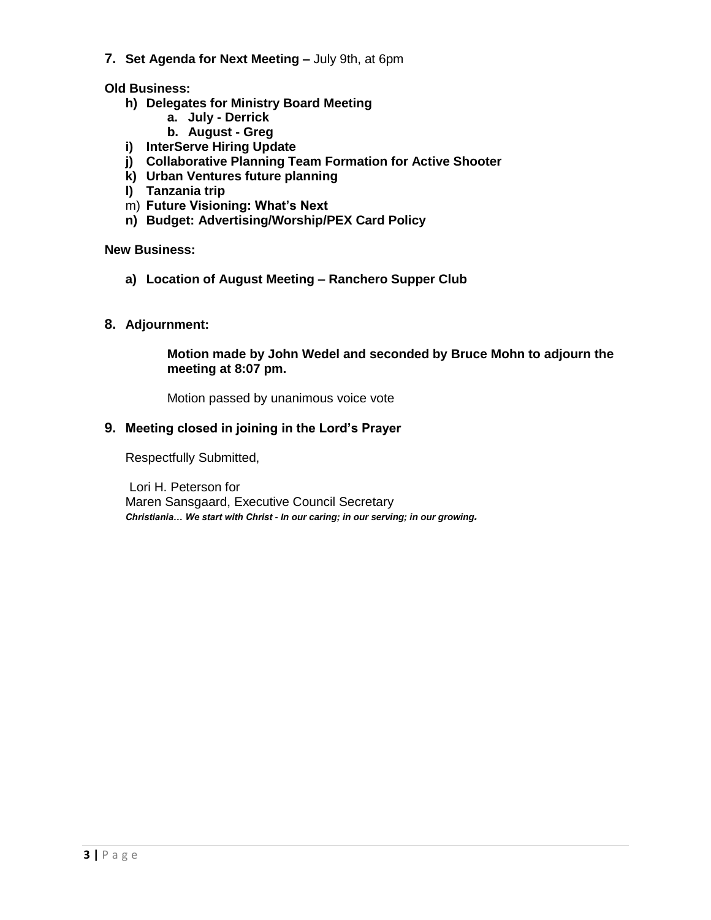7. **Set Agenda for Next Meeting –** July 9th, at 6pm

**Old Business:**

- **h) Delegates for Ministry Board Meeting**
    - **a. July - Derrick**
    - **b. August - Greg**
- **i) InterServe Hiring Update**
- **j) Collaborative Planning Team Formation for Active Shooter**
- **k) Urban Ventures future planning**
- **l) Tanzania trip**
- m) **Future Visioning: What's Next**
- **n) Budget: Advertising/Worship/PEX Card Policy**

**New Business:**

- **a) Location of August Meeting – Ranchero Supper Club**

8. **Adjournment:**

    **Motion made by John Wedel and seconded by Bruce Mohn to adjourn the meeting at 8:07 pm.**

    Motion passed by unanimous voice vote

9. **Meeting closed in joining in the Lord's Prayer**

Respectfully Submitted,

Lori H. Peterson for
Maren Sansgaard, Executive Council Secretary
***Christiania… We start with Christ - In our caring; in our serving; in our growing.***